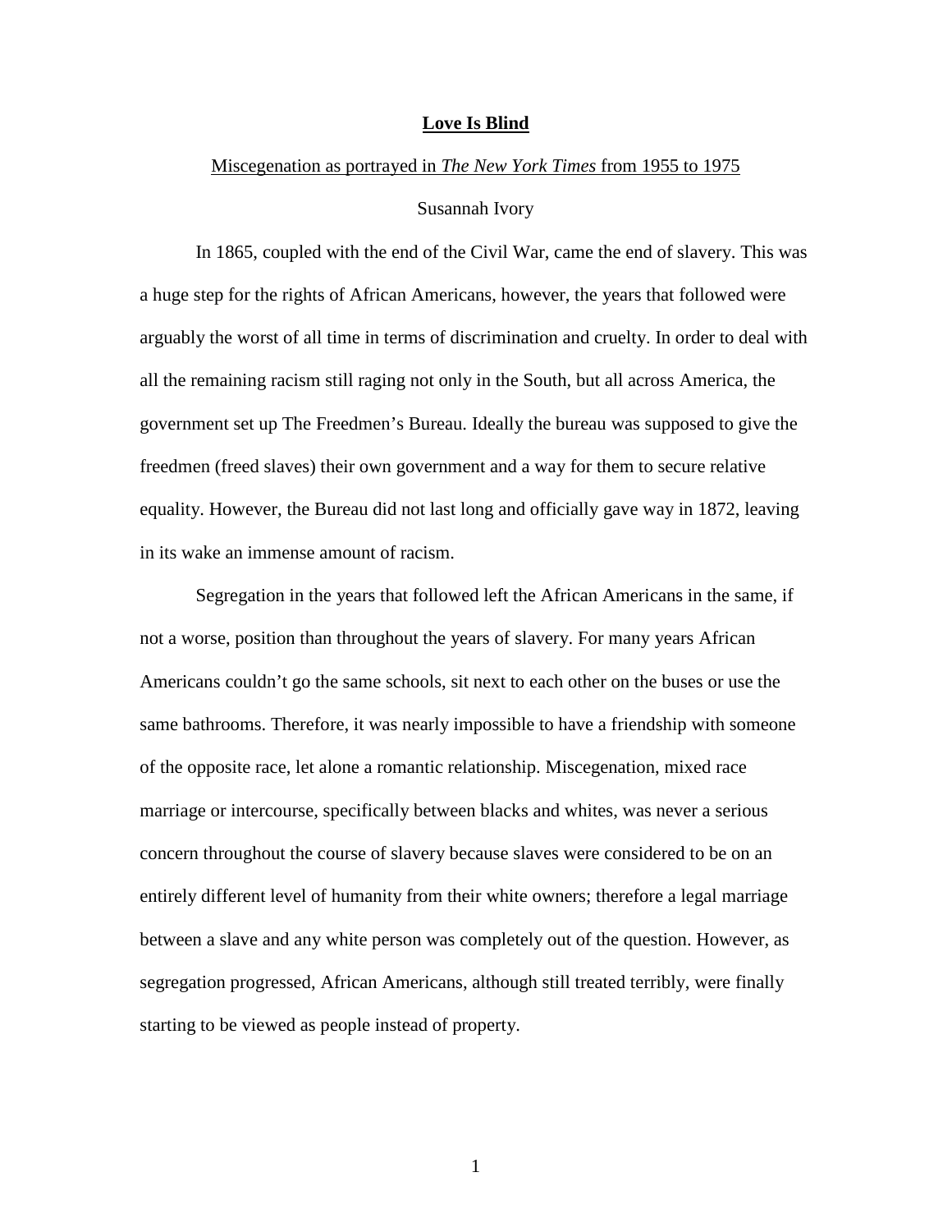# **Love Is Blind**

Miscegenation as portrayed in *The New York Times* from 1955 to 1975

Susannah Ivory

In 1865, coupled with the end of the Civil War, came the end of slavery. This was a huge step for the rights of African Americans, however, the years that followed were arguably the worst of all time in terms of discrimination and cruelty. In order to deal with all the remaining racism still raging not only in the South, but all across America, the government set up The Freedmen's Bureau. Ideally the bureau was supposed to give the freedmen (freed slaves) their own government and a way for them to secure relative equality. However, the Bureau did not last long and officially gave way in 1872, leaving in its wake an immense amount of racism.

Segregation in the years that followed left the African Americans in the same, if not a worse, position than throughout the years of slavery. For many years African Americans couldn't go the same schools, sit next to each other on the buses or use the same bathrooms. Therefore, it was nearly impossible to have a friendship with someone of the opposite race, let alone a romantic relationship. Miscegenation, mixed race marriage or intercourse, specifically between blacks and whites, was never a serious concern throughout the course of slavery because slaves were considered to be on an entirely different level of humanity from their white owners; therefore a legal marriage between a slave and any white person was completely out of the question. However, as segregation progressed, African Americans, although still treated terribly, were finally starting to be viewed as people instead of property.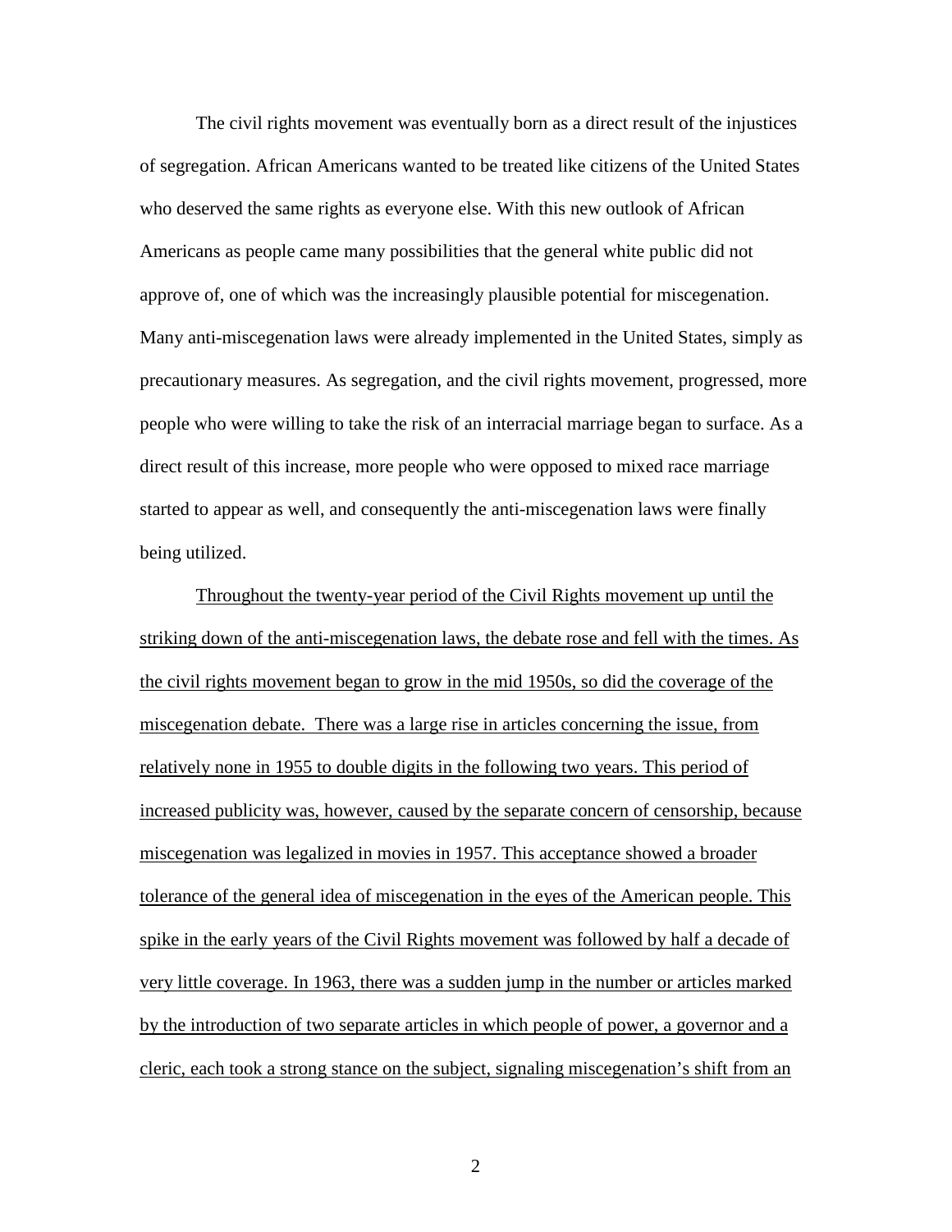The civil rights movement was eventually born as a direct result of the injustices of segregation. African Americans wanted to be treated like citizens of the United States who deserved the same rights as everyone else. With this new outlook of African Americans as people came many possibilities that the general white public did not approve of, one of which was the increasingly plausible potential for miscegenation. Many anti-miscegenation laws were already implemented in the United States, simply as precautionary measures. As segregation, and the civil rights movement, progressed, more people who were willing to take the risk of an interracial marriage began to surface. As a direct result of this increase, more people who were opposed to mixed race marriage started to appear as well, and consequently the anti-miscegenation laws were finally being utilized.

<u>Throughout the twenty-year period of the Civil Rights movement up until the striking down of the anti-miscegenation laws, the debate rose and fell with the times. As the civil rights movement began to grow in the mid 1950s, so did the coverage of the miscegenation debate. There was a large rise in articles concerning the issue, from relatively none in 1955 to double digits in the following two years. This period of increased publicity was, however, caused by the separate concern of censorship, because miscegenation was legalized in movies in 1957. This acceptance showed a broader tolerance of the general idea of miscegenation in the eyes of the American people. This spike in the early years of the Civil Rights movement was followed by half a decade of very little coverage. In 1963, there was a sudden jump in the number or articles marked by the introduction of two separate articles in which people of power, a governor and a cleric, each took a strong stance on the subject, signaling miscegenation's shift from an</u>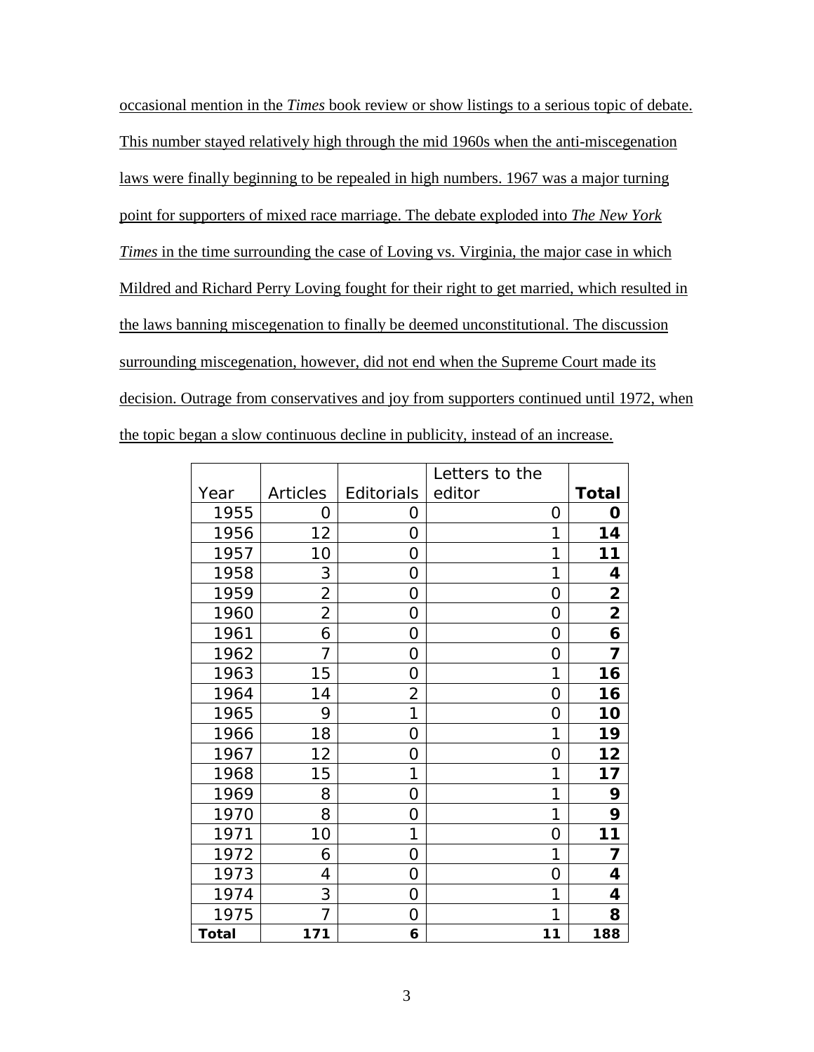occasional mention in the *Times* book review or show listings to a serious topic of debate. This number stayed relatively high through the mid 1960s when the anti-miscegenation laws were finally beginning to be repealed in high numbers. 1967 was a major turning point for supporters of mixed race marriage. The debate exploded into *The New York Times* in the time surrounding the case of Loving vs. Virginia, the major case in which Mildred and Richard Perry Loving fought for their right to get married, which resulted in the laws banning miscegenation to finally be deemed unconstitutional. The discussion surrounding miscegenation, however, did not end when the Supreme Court made its decision. Outrage from conservatives and joy from supporters continued until 1972, when the topic began a slow continuous decline in publicity, instead of an increase.

| Year | Articles | Editorials | Letters to the editor | **Total** |
|---|---|---|---|---|
| 1955 | 0 | 0 | 0 | **0** |
| 1956 | 12 | 0 | 1 | **14** |
| 1957 | 10 | 0 | 1 | **11** |
| 1958 | 3 | 0 | 1 | **4** |
| 1959 | 2 | 0 | 0 | **2** |
| 1960 | 2 | 0 | 0 | **2** |
| 1961 | 6 | 0 | 0 | **6** |
| 1962 | 7 | 0 | 0 | **7** |
| 1963 | 15 | 0 | 1 | **16** |
| 1964 | 14 | 2 | 0 | **16** |
| 1965 | 9 | 1 | 0 | **10** |
| 1966 | 18 | 0 | 1 | **19** |
| 1967 | 12 | 0 | 0 | **12** |
| 1968 | 15 | 1 | 1 | **17** |
| 1969 | 8 | 0 | 1 | **9** |
| 1970 | 8 | 0 | 1 | **9** |
| 1971 | 10 | 1 | 0 | **11** |
| 1972 | 6 | 0 | 1 | **7** |
| 1973 | 4 | 0 | 0 | **4** |
| 1974 | 3 | 0 | 1 | **4** |
| 1975 | 7 | 0 | 1 | **8** |
| **Total** | **171** | **6** | **11** | **188** |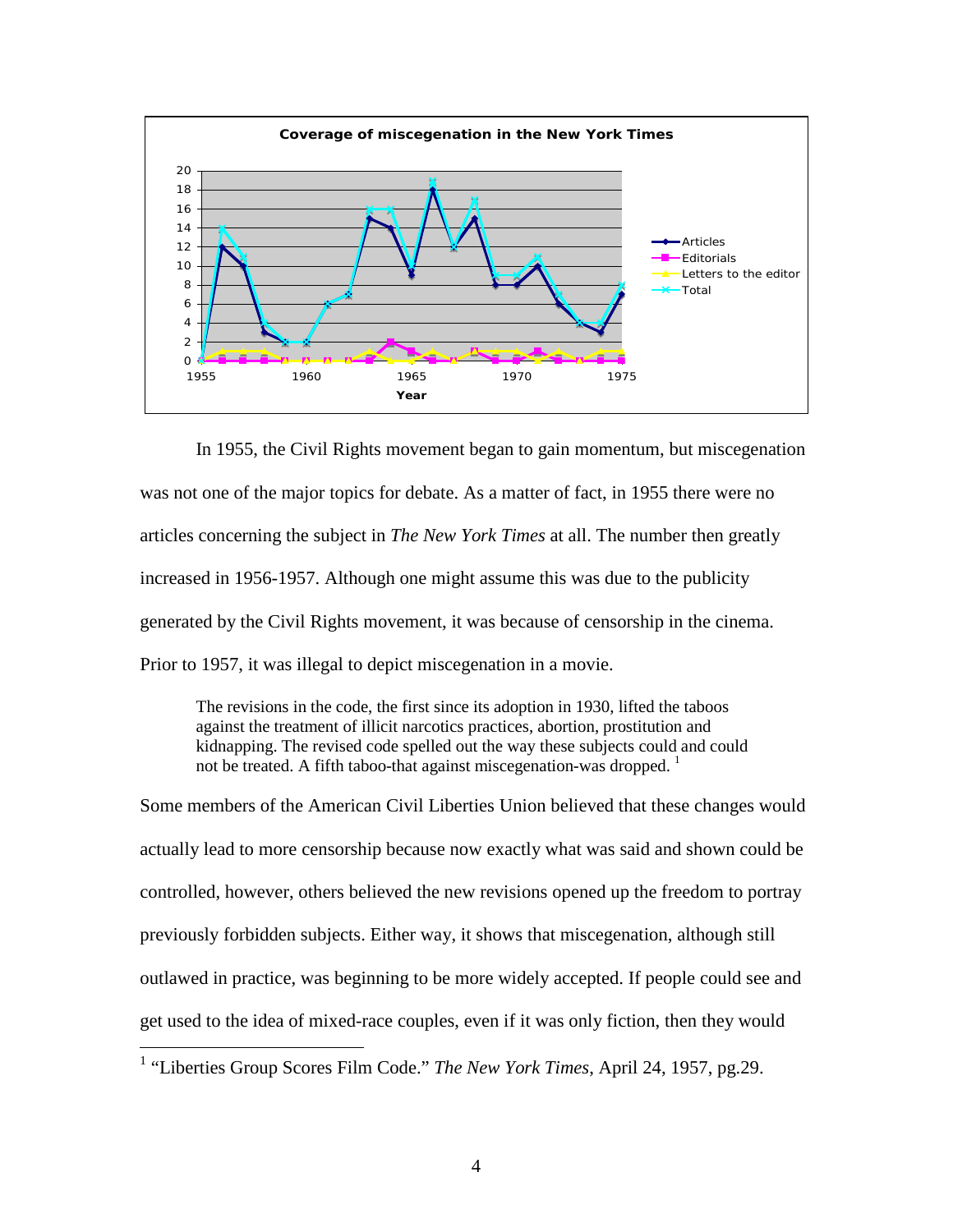In 1955, the Civil Rights movement began to gain momentum, but miscegenation was not one of the major topics for debate. As a matter of fact, in 1955 there were no articles concerning the subject in *The New York Times* at all. The number then greatly increased in 1956-1957. Although one might assume this was due to the publicity generated by the Civil Rights movement, it was because of censorship in the cinema. Prior to 1957, it was illegal to depict miscegenation in a movie.

> The revisions in the code, the first since its adoption in 1930, lifted the taboos against the treatment of illicit narcotics practices, abortion, prostitution and kidnapping. The revised code spelled out the way these subjects could and could not be treated. A fifth taboo-that against miscegenation-was dropped. [1]

Some members of the American Civil Liberties Union believed that these changes would actually lead to more censorship because now exactly what was said and shown could be controlled, however, others believed the new revisions opened up the freedom to portray previously forbidden subjects. Either way, it shows that miscegenation, although still outlawed in practice, was beginning to be more widely accepted. If people could see and get used to the idea of mixed-race couples, even if it was only fiction, then they would

[1] "Liberties Group Scores Film Code." *The New York Times*, April 24, 1957, pg.29.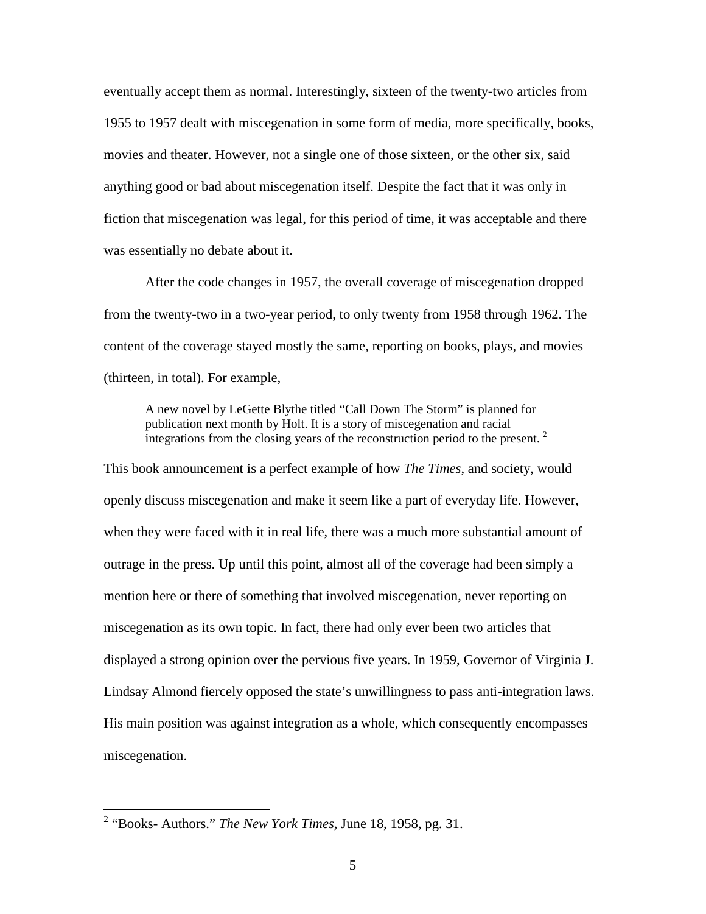eventually accept them as normal. Interestingly, sixteen of the twenty-two articles from 1955 to 1957 dealt with miscegenation in some form of media, more specifically, books, movies and theater. However, not a single one of those sixteen, or the other six, said anything good or bad about miscegenation itself. Despite the fact that it was only in fiction that miscegenation was legal, for this period of time, it was acceptable and there was essentially no debate about it.

After the code changes in 1957, the overall coverage of miscegenation dropped from the twenty-two in a two-year period, to only twenty from 1958 through 1962. The content of the coverage stayed mostly the same, reporting on books, plays, and movies (thirteen, in total). For example,

> A new novel by LeGette Blythe titled "Call Down The Storm" is planned for publication next month by Holt. It is a story of miscegenation and racial integrations from the closing years of the reconstruction period to the present. [2]

This book announcement is a perfect example of how *The Times*, and society, would openly discuss miscegenation and make it seem like a part of everyday life. However, when they were faced with it in real life, there was a much more substantial amount of outrage in the press. Up until this point, almost all of the coverage had been simply a mention here or there of something that involved miscegenation, never reporting on miscegenation as its own topic. In fact, there had only ever been two articles that displayed a strong opinion over the pervious five years. In 1959, Governor of Virginia J. Lindsay Almond fiercely opposed the state's unwillingness to pass anti-integration laws. His main position was against integration as a whole, which consequently encompasses miscegenation.

[2] "Books- Authors." *The New York Times*, June 18, 1958, pg. 31.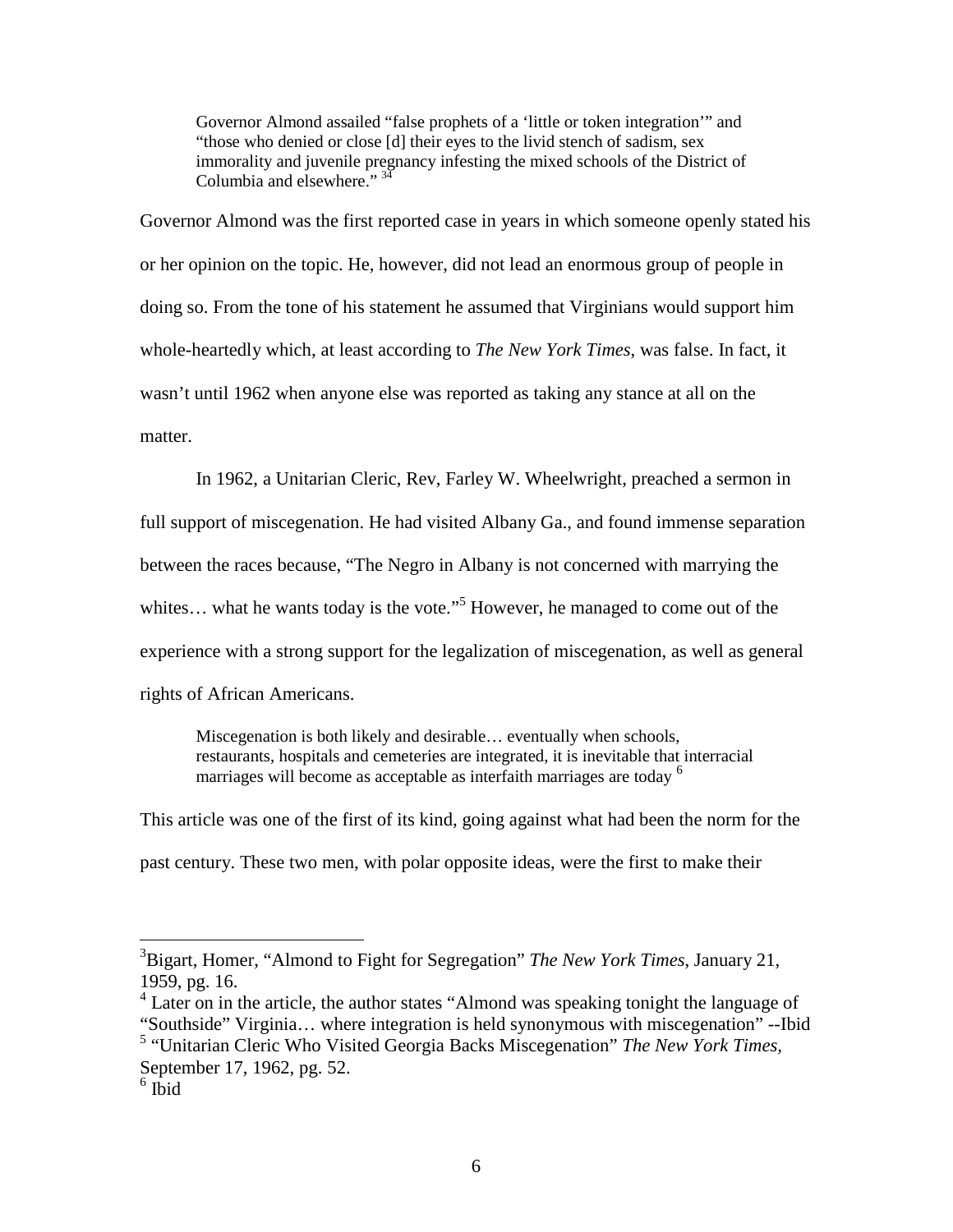> Governor Almond assailed "false prophets of a 'little or token integration'" and "those who denied or close [d] their eyes to the livid stench of sadism, sex immorality and juvenile pregnancy infesting the mixed schools of the District of Columbia and elsewhere." [34]

Governor Almond was the first reported case in years in which someone openly stated his or her opinion on the topic. He, however, did not lead an enormous group of people in doing so. From the tone of his statement he assumed that Virginians would support him whole-heartedly which, at least according to *The New York Times*, was false. In fact, it wasn't until 1962 when anyone else was reported as taking any stance at all on the matter.

In 1962, a Unitarian Cleric, Rev, Farley W. Wheelwright, preached a sermon in full support of miscegenation. He had visited Albany Ga., and found immense separation between the races because, "The Negro in Albany is not concerned with marrying the whites… what he wants today is the vote."[5] However, he managed to come out of the experience with a strong support for the legalization of miscegenation, as well as general rights of African Americans.

> Miscegenation is both likely and desirable… eventually when schools, restaurants, hospitals and cemeteries are integrated, it is inevitable that interracial marriages will become as acceptable as interfaith marriages are today [6]

This article was one of the first of its kind, going against what had been the norm for the past century. These two men, with polar opposite ideas, were the first to make their

---

[3] Bigart, Homer, "Almond to Fight for Segregation" *The New York Times*, January 21, 1959, pg. 16.

[4] Later on in the article, the author states "Almond was speaking tonight the language of "Southside" Virginia… where integration is held synonymous with miscegenation" --Ibid

[5] "Unitarian Cleric Who Visited Georgia Backs Miscegenation" *The New York Times,* September 17, 1962, pg. 52.

[6] Ibid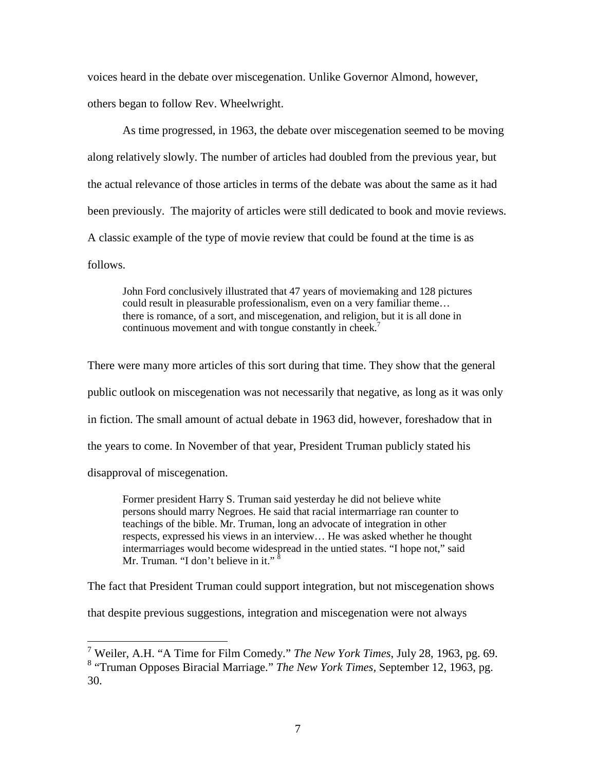voices heard in the debate over miscegenation. Unlike Governor Almond, however, others began to follow Rev. Wheelwright.

As time progressed, in 1963, the debate over miscegenation seemed to be moving along relatively slowly. The number of articles had doubled from the previous year, but the actual relevance of those articles in terms of the debate was about the same as it had been previously. The majority of articles were still dedicated to book and movie reviews. A classic example of the type of movie review that could be found at the time is as follows.

> John Ford conclusively illustrated that 47 years of moviemaking and 128 pictures could result in pleasurable professionalism, even on a very familiar theme… there is romance, of a sort, and miscegenation, and religion, but it is all done in continuous movement and with tongue constantly in cheek.[7]

There were many more articles of this sort during that time. They show that the general public outlook on miscegenation was not necessarily that negative, as long as it was only in fiction. The small amount of actual debate in 1963 did, however, foreshadow that in the years to come. In November of that year, President Truman publicly stated his disapproval of miscegenation.

> Former president Harry S. Truman said yesterday he did not believe white persons should marry Negroes. He said that racial intermarriage ran counter to teachings of the bible. Mr. Truman, long an advocate of integration in other respects, expressed his views in an interview… He was asked whether he thought intermarriages would become widespread in the untied states. "I hope not," said Mr. Truman. "I don't believe in it." [8]

The fact that President Truman could support integration, but not miscegenation shows that despite previous suggestions, integration and miscegenation were not always

---

[7] Weiler, A.H. "A Time for Film Comedy." *The New York Times*, July 28, 1963, pg. 69.

[8] "Truman Opposes Biracial Marriage." *The New York Times*, September 12, 1963, pg. 30.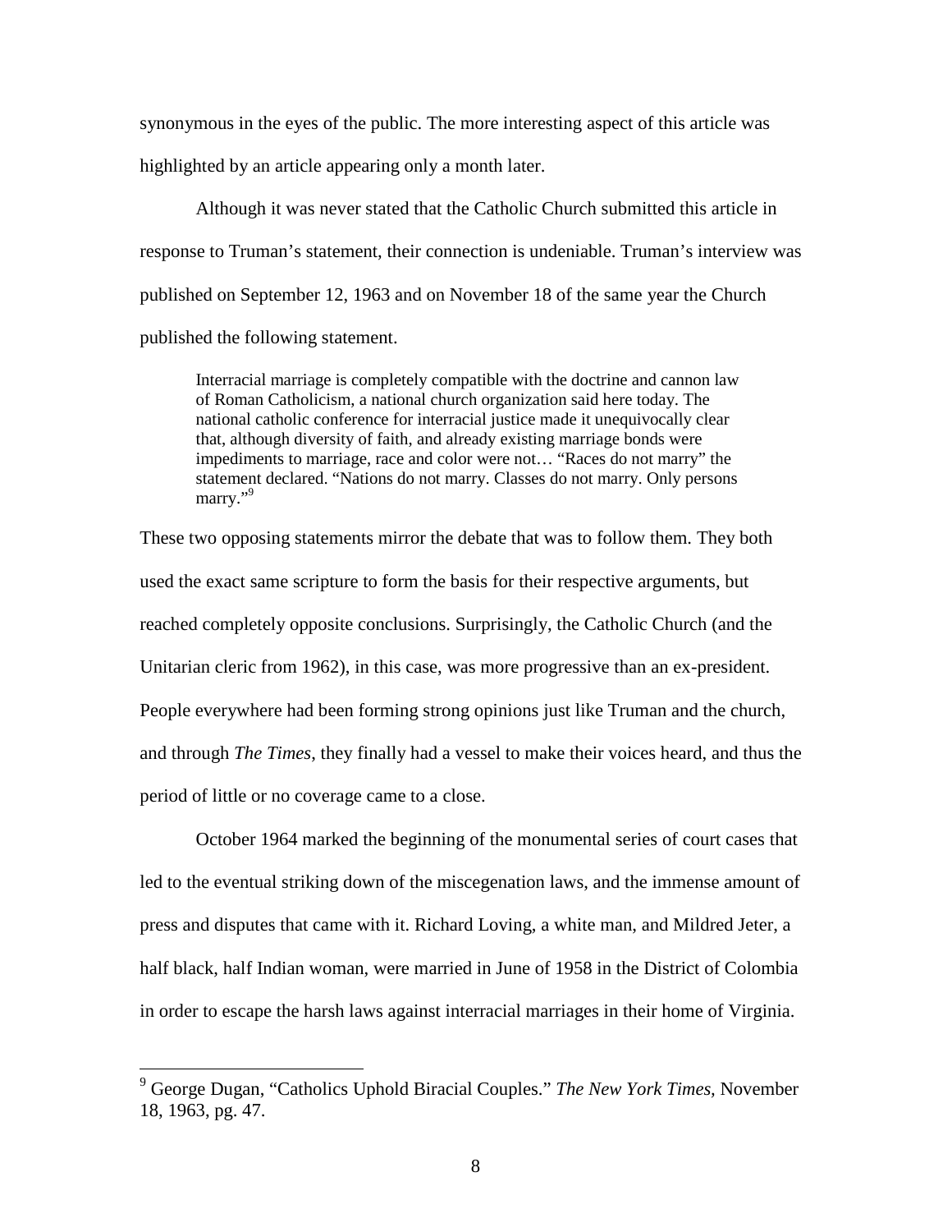synonymous in the eyes of the public. The more interesting aspect of this article was highlighted by an article appearing only a month later.

Although it was never stated that the Catholic Church submitted this article in response to Truman's statement, their connection is undeniable. Truman's interview was published on September 12, 1963 and on November 18 of the same year the Church published the following statement.

> Interracial marriage is completely compatible with the doctrine and cannon law of Roman Catholicism, a national church organization said here today. The national catholic conference for interracial justice made it unequivocally clear that, although diversity of faith, and already existing marriage bonds were impediments to marriage, race and color were not… "Races do not marry" the statement declared. "Nations do not marry. Classes do not marry. Only persons marry."[9]

These two opposing statements mirror the debate that was to follow them. They both used the exact same scripture to form the basis for their respective arguments, but reached completely opposite conclusions. Surprisingly, the Catholic Church (and the Unitarian cleric from 1962), in this case, was more progressive than an ex-president. People everywhere had been forming strong opinions just like Truman and the church, and through *The Times*, they finally had a vessel to make their voices heard, and thus the period of little or no coverage came to a close.

October 1964 marked the beginning of the monumental series of court cases that led to the eventual striking down of the miscegenation laws, and the immense amount of press and disputes that came with it. Richard Loving, a white man, and Mildred Jeter, a half black, half Indian woman, were married in June of 1958 in the District of Colombia in order to escape the harsh laws against interracial marriages in their home of Virginia.

[9] George Dugan, "Catholics Uphold Biracial Couples." *The New York Times*, November 18, 1963, pg. 47.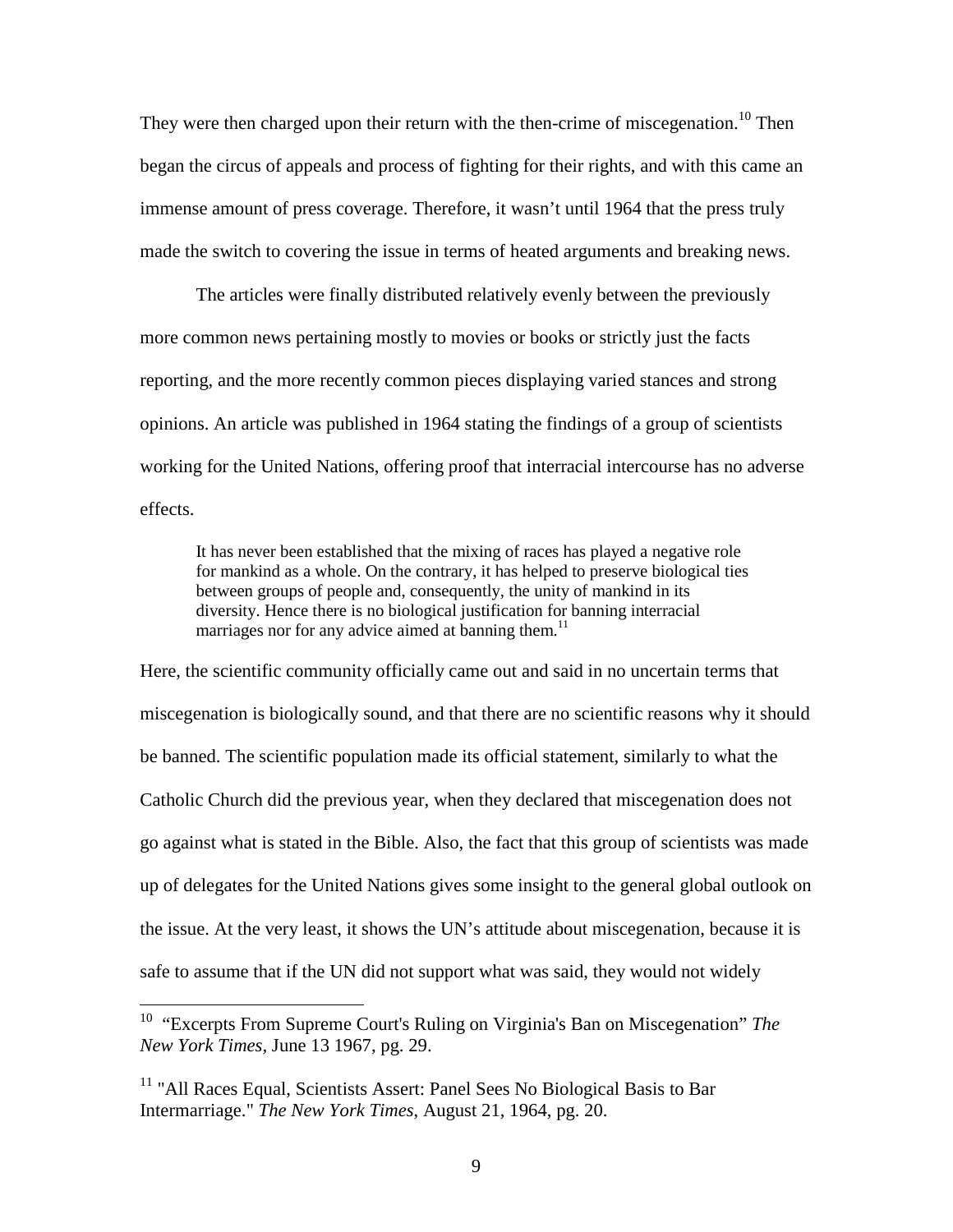They were then charged upon their return with the then-crime of miscegenation.[10] Then began the circus of appeals and process of fighting for their rights, and with this came an immense amount of press coverage. Therefore, it wasn't until 1964 that the press truly made the switch to covering the issue in terms of heated arguments and breaking news.

The articles were finally distributed relatively evenly between the previously more common news pertaining mostly to movies or books or strictly just the facts reporting, and the more recently common pieces displaying varied stances and strong opinions. An article was published in 1964 stating the findings of a group of scientists working for the United Nations, offering proof that interracial intercourse has no adverse effects.

> It has never been established that the mixing of races has played a negative role for mankind as a whole. On the contrary, it has helped to preserve biological ties between groups of people and, consequently, the unity of mankind in its diversity. Hence there is no biological justification for banning interracial marriages nor for any advice aimed at banning them.[11]

Here, the scientific community officially came out and said in no uncertain terms that miscegenation is biologically sound, and that there are no scientific reasons why it should be banned. The scientific population made its official statement, similarly to what the Catholic Church did the previous year, when they declared that miscegenation does not go against what is stated in the Bible. Also, the fact that this group of scientists was made up of delegates for the United Nations gives some insight to the general global outlook on the issue. At the very least, it shows the UN's attitude about miscegenation, because it is safe to assume that if the UN did not support what was said, they would not widely

---

[10] "Excerpts From Supreme Court's Ruling on Virginia's Ban on Miscegenation" *The New York Times*, June 13 1967, pg. 29.

[11] "All Races Equal, Scientists Assert: Panel Sees No Biological Basis to Bar Intermarriage." *The New York Times*, August 21, 1964, pg. 20.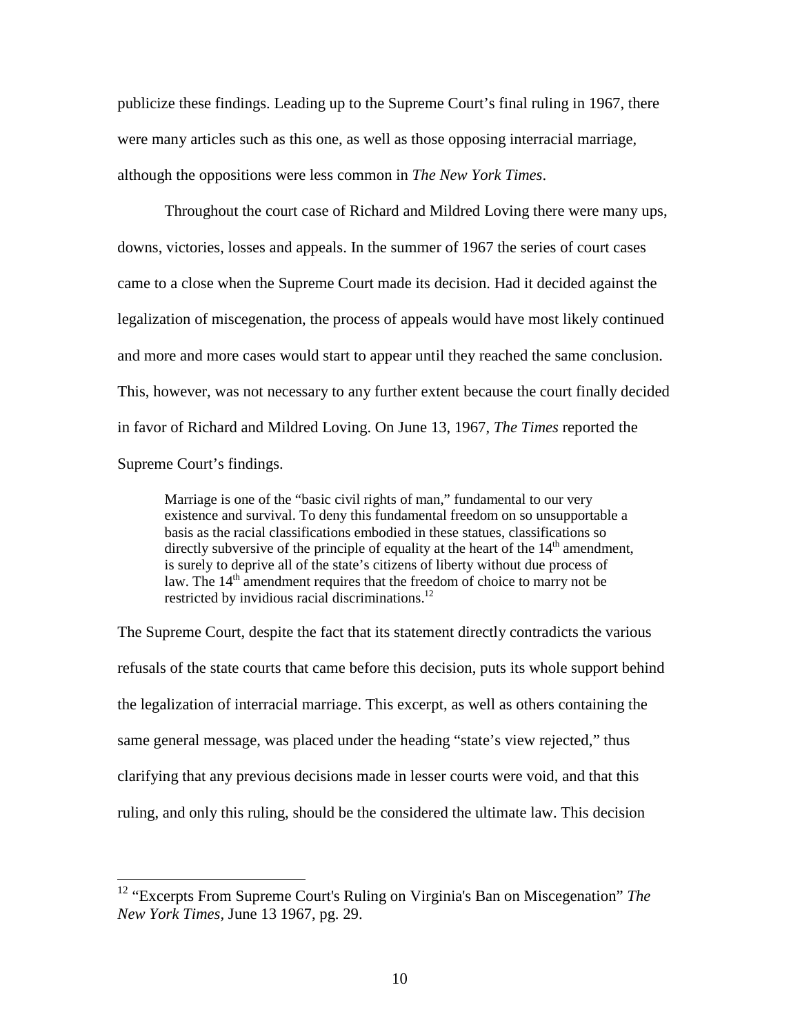publicize these findings. Leading up to the Supreme Court's final ruling in 1967, there were many articles such as this one, as well as those opposing interracial marriage, although the oppositions were less common in *The New York Times*.

Throughout the court case of Richard and Mildred Loving there were many ups, downs, victories, losses and appeals. In the summer of 1967 the series of court cases came to a close when the Supreme Court made its decision. Had it decided against the legalization of miscegenation, the process of appeals would have most likely continued and more and more cases would start to appear until they reached the same conclusion. This, however, was not necessary to any further extent because the court finally decided in favor of Richard and Mildred Loving. On June 13, 1967, *The Times* reported the Supreme Court's findings.

> Marriage is one of the "basic civil rights of man," fundamental to our very existence and survival. To deny this fundamental freedom on so unsupportable a basis as the racial classifications embodied in these statues, classifications so directly subversive of the principle of equality at the heart of the 14th amendment, is surely to deprive all of the state's citizens of liberty without due process of law. The 14th amendment requires that the freedom of choice to marry not be restricted by invidious racial discriminations.[12]

The Supreme Court, despite the fact that its statement directly contradicts the various refusals of the state courts that came before this decision, puts its whole support behind the legalization of interracial marriage. This excerpt, as well as others containing the same general message, was placed under the heading "state's view rejected," thus clarifying that any previous decisions made in lesser courts were void, and that this ruling, and only this ruling, should be the considered the ultimate law. This decision

---

[12] "Excerpts From Supreme Court's Ruling on Virginia's Ban on Miscegenation" *The New York Times*, June 13 1967, pg. 29.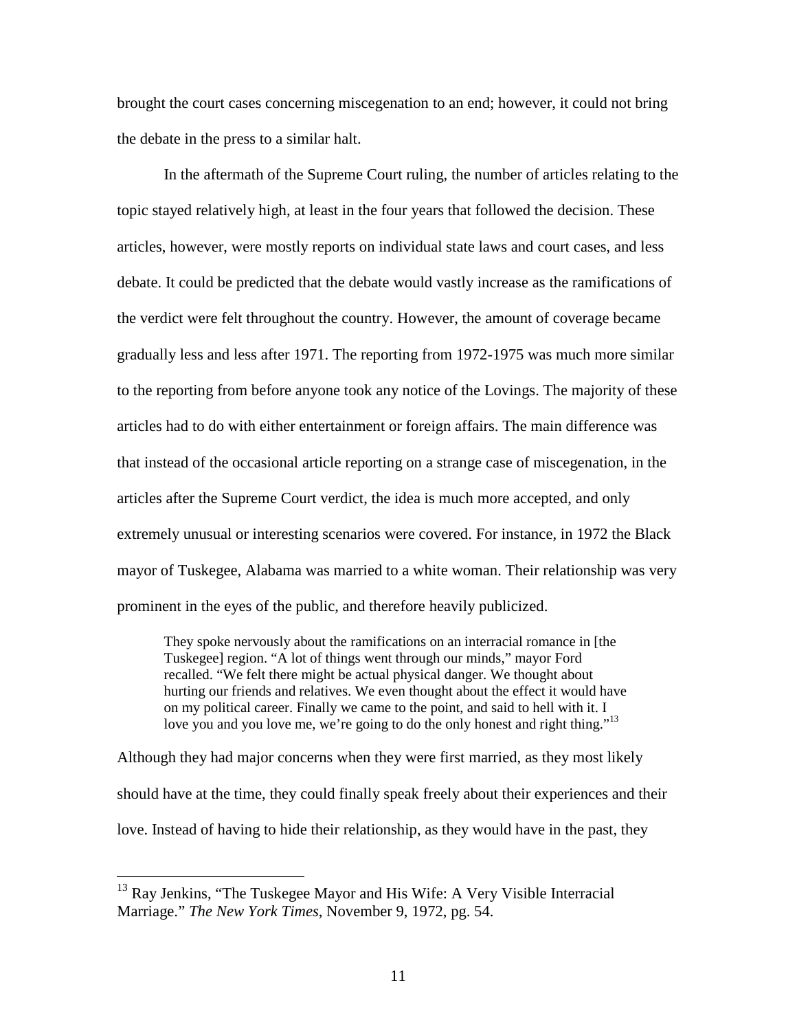brought the court cases concerning miscegenation to an end; however, it could not bring the debate in the press to a similar halt.

In the aftermath of the Supreme Court ruling, the number of articles relating to the topic stayed relatively high, at least in the four years that followed the decision. These articles, however, were mostly reports on individual state laws and court cases, and less debate. It could be predicted that the debate would vastly increase as the ramifications of the verdict were felt throughout the country. However, the amount of coverage became gradually less and less after 1971. The reporting from 1972-1975 was much more similar to the reporting from before anyone took any notice of the Lovings. The majority of these articles had to do with either entertainment or foreign affairs. The main difference was that instead of the occasional article reporting on a strange case of miscegenation, in the articles after the Supreme Court verdict, the idea is much more accepted, and only extremely unusual or interesting scenarios were covered. For instance, in 1972 the Black mayor of Tuskegee, Alabama was married to a white woman. Their relationship was very prominent in the eyes of the public, and therefore heavily publicized.

> They spoke nervously about the ramifications on an interracial romance in [the Tuskegee] region. "A lot of things went through our minds," mayor Ford recalled. "We felt there might be actual physical danger. We thought about hurting our friends and relatives. We even thought about the effect it would have on my political career. Finally we came to the point, and said to hell with it. I love you and you love me, we're going to do the only honest and right thing."[13]

Although they had major concerns when they were first married, as they most likely should have at the time, they could finally speak freely about their experiences and their love. Instead of having to hide their relationship, as they would have in the past, they

[13] Ray Jenkins, "The Tuskegee Mayor and His Wife: A Very Visible Interracial Marriage." *The New York Times*, November 9, 1972, pg. 54.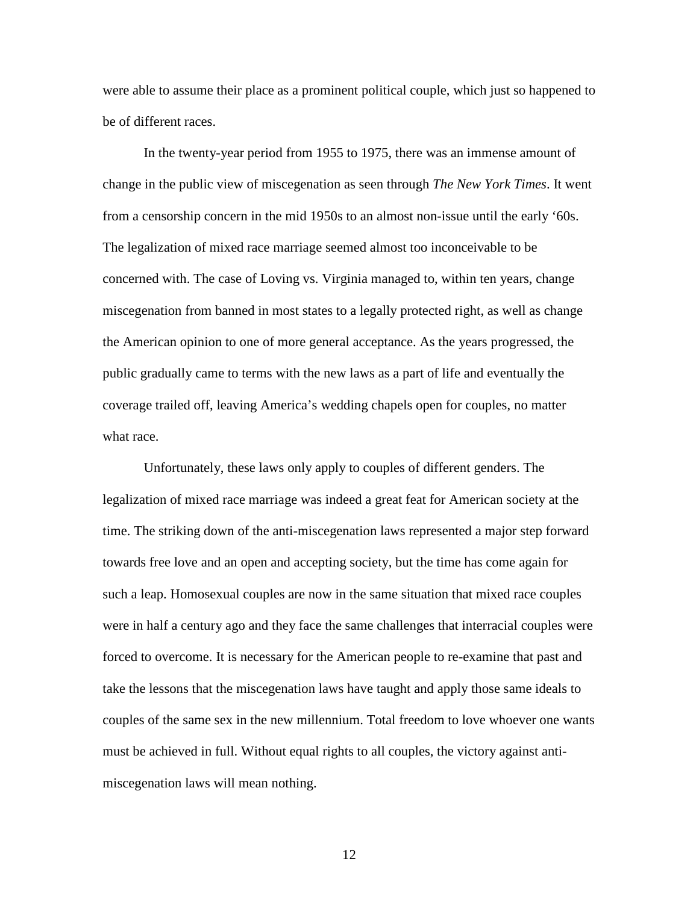were able to assume their place as a prominent political couple, which just so happened to be of different races.

In the twenty-year period from 1955 to 1975, there was an immense amount of change in the public view of miscegenation as seen through *The New York Times*. It went from a censorship concern in the mid 1950s to an almost non-issue until the early '60s. The legalization of mixed race marriage seemed almost too inconceivable to be concerned with. The case of Loving vs. Virginia managed to, within ten years, change miscegenation from banned in most states to a legally protected right, as well as change the American opinion to one of more general acceptance. As the years progressed, the public gradually came to terms with the new laws as a part of life and eventually the coverage trailed off, leaving America's wedding chapels open for couples, no matter what race.

Unfortunately, these laws only apply to couples of different genders. The legalization of mixed race marriage was indeed a great feat for American society at the time. The striking down of the anti-miscegenation laws represented a major step forward towards free love and an open and accepting society, but the time has come again for such a leap. Homosexual couples are now in the same situation that mixed race couples were in half a century ago and they face the same challenges that interracial couples were forced to overcome. It is necessary for the American people to re-examine that past and take the lessons that the miscegenation laws have taught and apply those same ideals to couples of the same sex in the new millennium. Total freedom to love whoever one wants must be achieved in full. Without equal rights to all couples, the victory against anti-miscegenation laws will mean nothing.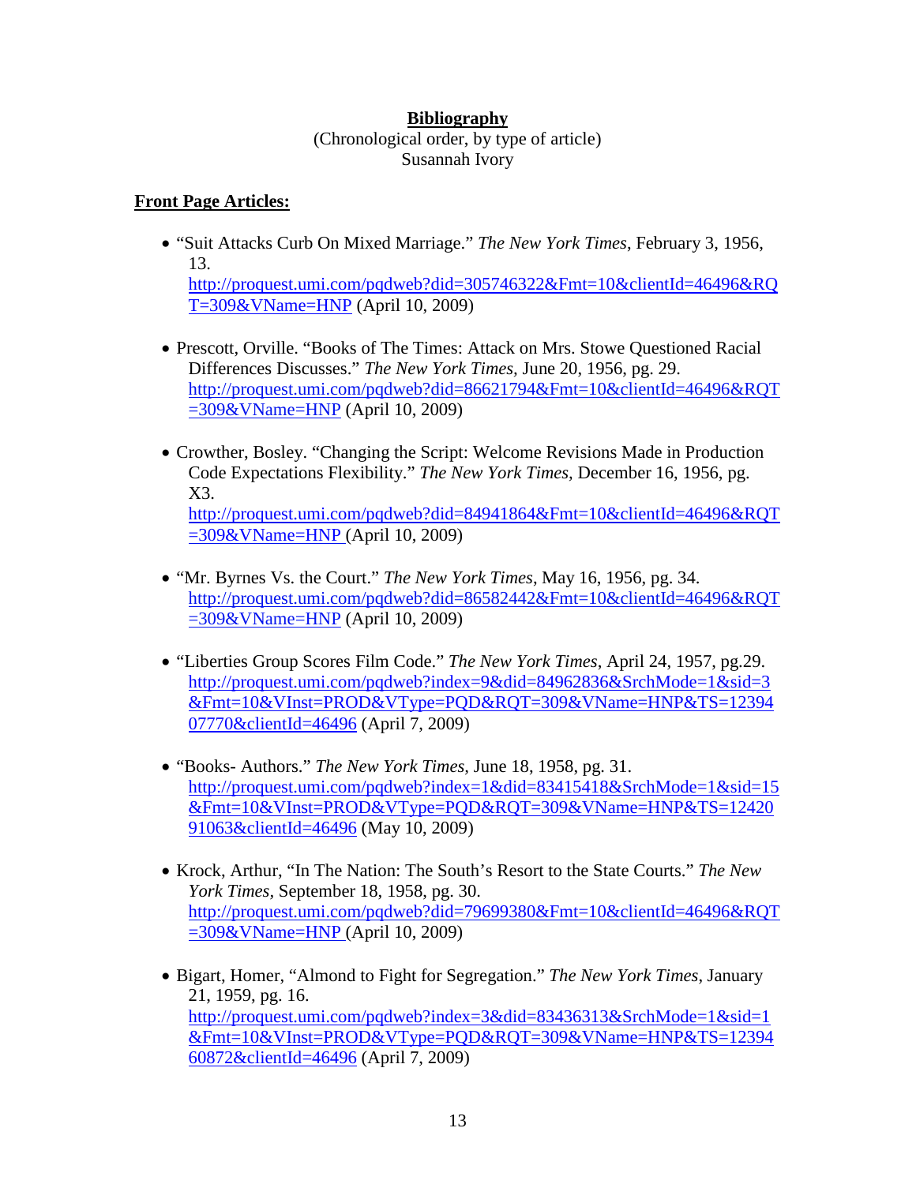**Bibliography**

(Chronological order, by type of article)

Susannah Ivory

**Front Page Articles:**

- “Suit Attacks Curb On Mixed Marriage.” *The New York Times*, February 3, 1956, 13. http://proquest.umi.com/pqdweb?did=305746322&Fmt=10&clientId=46496&RQT=309&VName=HNP (April 10, 2009)

- Prescott, Orville. “Books of The Times: Attack on Mrs. Stowe Questioned Racial Differences Discusses.” *The New York Times*, June 20, 1956, pg. 29. http://proquest.umi.com/pqdweb?did=86621794&Fmt=10&clientId=46496&RQT=309&VName=HNP (April 10, 2009)

- Crowther, Bosley. “Changing the Script: Welcome Revisions Made in Production Code Expectations Flexibility.” *The New York Times*, December 16, 1956, pg. X3. http://proquest.umi.com/pqdweb?did=84941864&Fmt=10&clientId=46496&RQT=309&VName=HNP (April 10, 2009)

- “Mr. Byrnes Vs. the Court.” *The New York Times*, May 16, 1956, pg. 34. http://proquest.umi.com/pqdweb?did=86582442&Fmt=10&clientId=46496&RQT=309&VName=HNP (April 10, 2009)

- “Liberties Group Scores Film Code.” *The New York Times*, April 24, 1957, pg.29. http://proquest.umi.com/pqdweb?index=9&did=84962836&SrchMode=1&sid=3&Fmt=10&VInst=PROD&VType=PQD&RQT=309&VName=HNP&TS=1239407770&clientId=46496 (April 7, 2009)

- “Books- Authors.” *The New York Times*, June 18, 1958, pg. 31. http://proquest.umi.com/pqdweb?index=1&did=83415418&SrchMode=1&sid=15&Fmt=10&VInst=PROD&VType=PQD&RQT=309&VName=HNP&TS=1242091063&clientId=46496 (May 10, 2009)

- Krock, Arthur, “In The Nation: The South’s Resort to the State Courts.” *The New York Times*, September 18, 1958, pg. 30. http://proquest.umi.com/pqdweb?did=79699380&Fmt=10&clientId=46496&RQT=309&VName=HNP (April 10, 2009)

- Bigart, Homer, “Almond to Fight for Segregation.” *The New York Times*, January 21, 1959, pg. 16. http://proquest.umi.com/pqdweb?index=3&did=83436313&SrchMode=1&sid=1&Fmt=10&VInst=PROD&VType=PQD&RQT=309&VName=HNP&TS=1239460872&clientId=46496 (April 7, 2009)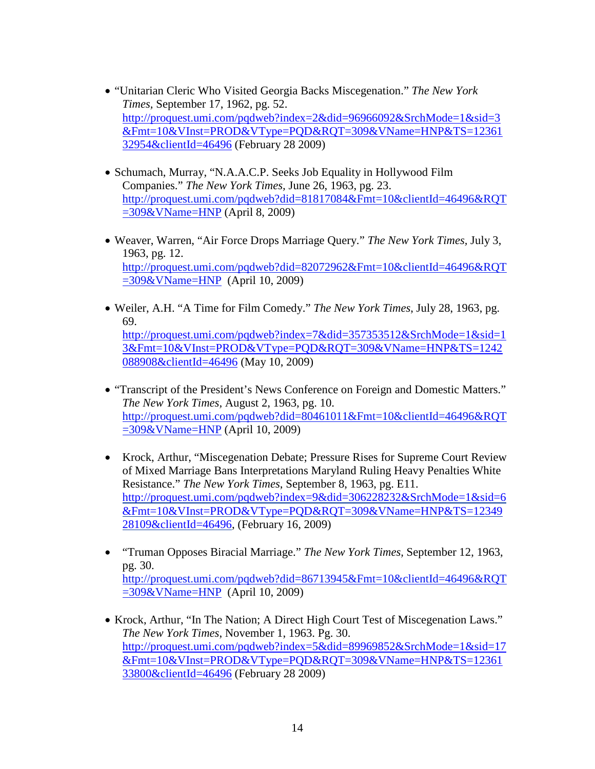- "Unitarian Cleric Who Visited Georgia Backs Miscegenation." *The New York Times,* September 17, 1962, pg. 52. http://proquest.umi.com/pqdweb?index=2&did=96966092&SrchMode=1&sid=3&Fmt=10&VInst=PROD&VType=PQD&RQT=309&VName=HNP&TS=1236132954&clientId=46496 (February 28 2009)

- Schumach, Murray, "N.A.A.C.P. Seeks Job Equality in Hollywood Film Companies." *The New York Times,* June 26, 1963, pg. 23. http://proquest.umi.com/pqdweb?did=81817084&Fmt=10&clientId=46496&RQT=309&VName=HNP (April 8, 2009)

- Weaver, Warren, "Air Force Drops Marriage Query." *The New York Times*, July 3, 1963, pg. 12. http://proquest.umi.com/pqdweb?did=82072962&Fmt=10&clientId=46496&RQT=309&VName=HNP (April 10, 2009)

- Weiler, A.H. "A Time for Film Comedy." *The New York Times*, July 28, 1963, pg. 69. http://proquest.umi.com/pqdweb?index=7&did=357353512&SrchMode=1&sid=13&Fmt=10&VInst=PROD&VType=PQD&RQT=309&VName=HNP&TS=1242088908&clientId=46496 (May 10, 2009)

- "Transcript of the President's News Conference on Foreign and Domestic Matters." *The New York Times,* August 2, 1963, pg. 10. http://proquest.umi.com/pqdweb?did=80461011&Fmt=10&clientId=46496&RQT=309&VName=HNP (April 10, 2009)

- Krock, Arthur, "Miscegenation Debate; Pressure Rises for Supreme Court Review of Mixed Marriage Bans Interpretations Maryland Ruling Heavy Penalties White Resistance." *The New York Times*, September 8, 1963, pg. E11. http://proquest.umi.com/pqdweb?index=9&did=306228232&SrchMode=1&sid=6&Fmt=10&VInst=PROD&VType=PQD&RQT=309&VName=HNP&TS=1234928109&clientId=46496, (February 16, 2009)

- "Truman Opposes Biracial Marriage." *The New York Times,* September 12, 1963, pg. 30. http://proquest.umi.com/pqdweb?did=86713945&Fmt=10&clientId=46496&RQT=309&VName=HNP (April 10, 2009)

- Krock, Arthur, "In The Nation; A Direct High Court Test of Miscegenation Laws." *The New York Times*, November 1, 1963. Pg. 30. http://proquest.umi.com/pqdweb?index=5&did=89969852&SrchMode=1&sid=17&Fmt=10&VInst=PROD&VType=PQD&RQT=309&VName=HNP&TS=1236133800&clientId=46496 (February 28 2009)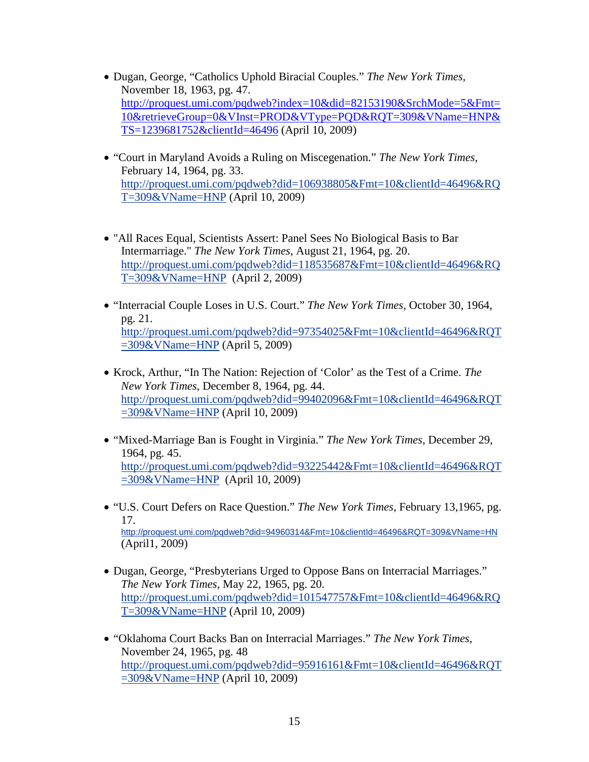- Dugan, George, “Catholics Uphold Biracial Couples.” *The New York Times*, November 18, 1963, pg. 47. http://proquest.umi.com/pqdweb?index=10&did=82153190&SrchMode=5&Fmt=10&retrieveGroup=0&VInst=PROD&VType=PQD&RQT=309&VName=HNP&TS=1239681752&clientId=46496 (April 10, 2009)

- “Court in Maryland Avoids a Ruling on Miscegenation.” *The New York Times*, February 14, 1964, pg. 33. http://proquest.umi.com/pqdweb?did=106938805&Fmt=10&clientId=46496&RQT=309&VName=HNP (April 10, 2009)

- "All Races Equal, Scientists Assert: Panel Sees No Biological Basis to Bar Intermarriage." *The New York Times*, August 21, 1964, pg. 20. http://proquest.umi.com/pqdweb?did=118535687&Fmt=10&clientId=46496&RQT=309&VName=HNP (April 2, 2009)

- “Interracial Couple Loses in U.S. Court.” *The New York Times*, October 30, 1964, pg. 21. http://proquest.umi.com/pqdweb?did=97354025&Fmt=10&clientId=46496&RQT=309&VName=HNP (April 5, 2009)

- Krock, Arthur, “In The Nation: Rejection of ‘Color’ as the Test of a Crime. *The New York Times*, December 8, 1964, pg. 44. http://proquest.umi.com/pqdweb?did=99402096&Fmt=10&clientId=46496&RQT=309&VName=HNP (April 10, 2009)

- “Mixed-Marriage Ban is Fought in Virginia.” *The New York Times*, December 29, 1964, pg. 45. http://proquest.umi.com/pqdweb?did=93225442&Fmt=10&clientId=46496&RQT=309&VName=HNP (April 10, 2009)

- “U.S. Court Defers on Race Question.” *The New York Times*, February 13,1965, pg. 17. http://proquest.umi.com/pqdweb?did=94960314&Fmt=10&clientId=46496&RQT=309&VName=HN (April1, 2009)

- Dugan, George, “Presbyterians Urged to Oppose Bans on Interracial Marriages.” *The New York Times*, May 22, 1965, pg. 20. http://proquest.umi.com/pqdweb?did=101547757&Fmt=10&clientId=46496&RQT=309&VName=HNP (April 10, 2009)

- “Oklahoma Court Backs Ban on Interracial Marriages.” *The New York Times*, November 24, 1965, pg. 48 http://proquest.umi.com/pqdweb?did=95916161&Fmt=10&clientId=46496&RQT=309&VName=HNP (April 10, 2009)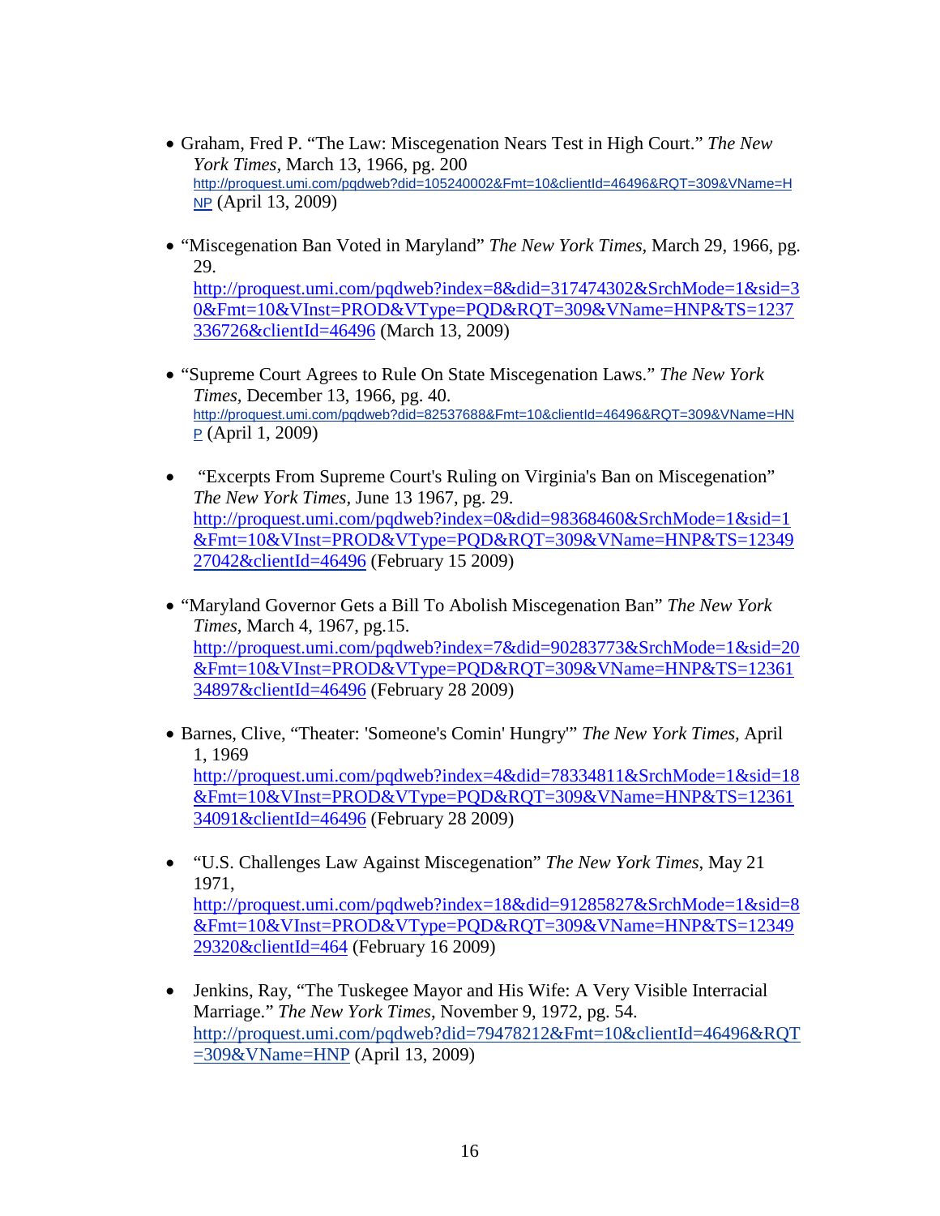- Graham, Fred P. "The Law: Miscegenation Nears Test in High Court." *The New York Times*, March 13, 1966, pg. 200 http://proquest.umi.com/pqdweb?did=105240002&Fmt=10&clientId=46496&RQT=309&VName=HNP (April 13, 2009)

- "Miscegenation Ban Voted in Maryland" *The New York Times*, March 29, 1966, pg. 29. http://proquest.umi.com/pqdweb?index=8&did=317474302&SrchMode=1&sid=30&Fmt=10&VInst=PROD&VType=PQD&RQT=309&VName=HNP&TS=1237336726&clientId=46496 (March 13, 2009)

- "Supreme Court Agrees to Rule On State Miscegenation Laws." *The New York Times*, December 13, 1966, pg. 40. http://proquest.umi.com/pqdweb?did=82537688&Fmt=10&clientId=46496&RQT=309&VName=HNP (April 1, 2009)

- "Excerpts From Supreme Court's Ruling on Virginia's Ban on Miscegenation" *The New York Times*, June 13 1967, pg. 29. http://proquest.umi.com/pqdweb?index=0&did=98368460&SrchMode=1&sid=1&Fmt=10&VInst=PROD&VType=PQD&RQT=309&VName=HNP&TS=1234927042&clientId=46496 (February 15 2009)

- "Maryland Governor Gets a Bill To Abolish Miscegenation Ban" *The New York Times*, March 4, 1967, pg.15. http://proquest.umi.com/pqdweb?index=7&did=90283773&SrchMode=1&sid=20&Fmt=10&VInst=PROD&VType=PQD&RQT=309&VName=HNP&TS=1236134897&clientId=46496 (February 28 2009)

- Barnes, Clive, "Theater: 'Someone's Comin' Hungry'" *The New York Times*, April 1, 1969 http://proquest.umi.com/pqdweb?index=4&did=78334811&SrchMode=1&sid=18&Fmt=10&VInst=PROD&VType=PQD&RQT=309&VName=HNP&TS=1236134091&clientId=46496 (February 28 2009)

- "U.S. Challenges Law Against Miscegenation" *The New York Times*, May 21 1971, http://proquest.umi.com/pqdweb?index=18&did=91285827&SrchMode=1&sid=8&Fmt=10&VInst=PROD&VType=PQD&RQT=309&VName=HNP&TS=1234929320&clientId=464 (February 16 2009)

- Jenkins, Ray, "The Tuskegee Mayor and His Wife: A Very Visible Interracial Marriage." *The New York Times*, November 9, 1972, pg. 54. http://proquest.umi.com/pqdweb?did=79478212&Fmt=10&clientId=46496&RQT=309&VName=HNP (April 13, 2009)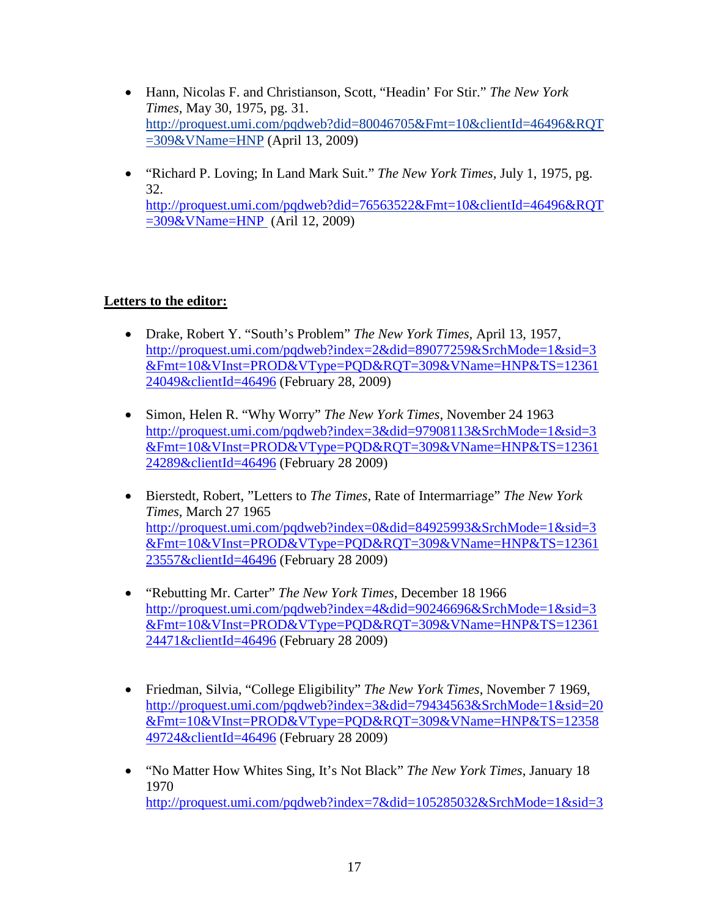- Hann, Nicolas F. and Christianson, Scott, "Headin' For Stir." *The New York Times*, May 30, 1975, pg. 31. http://proquest.umi.com/pqdweb?did=80046705&Fmt=10&clientId=46496&RQT=309&VName=HNP (April 13, 2009)

- "Richard P. Loving; In Land Mark Suit." *The New York Times*, July 1, 1975, pg. 32. http://proquest.umi.com/pqdweb?did=76563522&Fmt=10&clientId=46496&RQT=309&VName=HNP (Aril 12, 2009)

**Letters to the editor:**

- Drake, Robert Y. "South's Problem" *The New York Times*, April 13, 1957, http://proquest.umi.com/pqdweb?index=2&did=89077259&SrchMode=1&sid=3&Fmt=10&VInst=PROD&VType=PQD&RQT=309&VName=HNP&TS=1236124049&clientId=46496 (February 28, 2009)

- Simon, Helen R. "Why Worry" *The New York Times*, November 24 1963 http://proquest.umi.com/pqdweb?index=3&did=97908113&SrchMode=1&sid=3&Fmt=10&VInst=PROD&VType=PQD&RQT=309&VName=HNP&TS=1236124289&clientId=46496 (February 28 2009)

- Bierstedt, Robert, "Letters to *The Times*, Rate of Intermarriage" *The New York Times*, March 27 1965 http://proquest.umi.com/pqdweb?index=0&did=84925993&SrchMode=1&sid=3&Fmt=10&VInst=PROD&VType=PQD&RQT=309&VName=HNP&TS=1236123557&clientId=46496 (February 28 2009)

- "Rebutting Mr. Carter" *The New York Times*, December 18 1966 http://proquest.umi.com/pqdweb?index=4&did=90246696&SrchMode=1&sid=3&Fmt=10&VInst=PROD&VType=PQD&RQT=309&VName=HNP&TS=1236124471&clientId=46496 (February 28 2009)

- Friedman, Silvia, "College Eligibility" *The New York Times*, November 7 1969, http://proquest.umi.com/pqdweb?index=3&did=79434563&SrchMode=1&sid=20&Fmt=10&VInst=PROD&VType=PQD&RQT=309&VName=HNP&TS=1235849724&clientId=46496 (February 28 2009)

- "No Matter How Whites Sing, It's Not Black" *The New York Times*, January 18 1970 http://proquest.umi.com/pqdweb?index=7&did=105285032&SrchMode=1&sid=3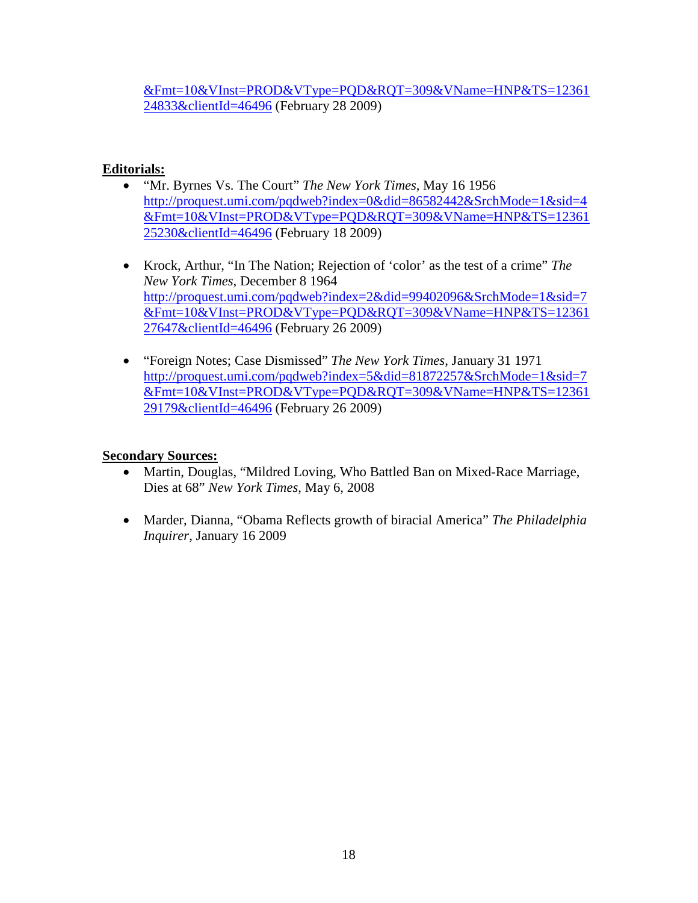&Fmt=10&VInst=PROD&VType=PQD&RQT=309&VName=HNP&TS=1236124833&clientId=46496 (February 28 2009)

**Editorials:**

- "Mr. Byrnes Vs. The Court" *The New York Times*, May 16 1956 http://proquest.umi.com/pqdweb?index=0&did=86582442&SrchMode=1&sid=4&Fmt=10&VInst=PROD&VType=PQD&RQT=309&VName=HNP&TS=1236125230&clientId=46496 (February 18 2009)

- Krock, Arthur, "In The Nation; Rejection of 'color' as the test of a crime" *The New York Times*, December 8 1964 http://proquest.umi.com/pqdweb?index=2&did=99402096&SrchMode=1&sid=7&Fmt=10&VInst=PROD&VType=PQD&RQT=309&VName=HNP&TS=1236127647&clientId=46496 (February 26 2009)

- "Foreign Notes; Case Dismissed" *The New York Times*, January 31 1971 http://proquest.umi.com/pqdweb?index=5&did=81872257&SrchMode=1&sid=7&Fmt=10&VInst=PROD&VType=PQD&RQT=309&VName=HNP&TS=1236129179&clientId=46496 (February 26 2009)

**Secondary Sources:**

- Martin, Douglas, "Mildred Loving, Who Battled Ban on Mixed-Race Marriage, Dies at 68" *New York Times*, May 6, 2008

- Marder, Dianna, "Obama Reflects growth of biracial America" *The Philadelphia Inquirer*, January 16 2009